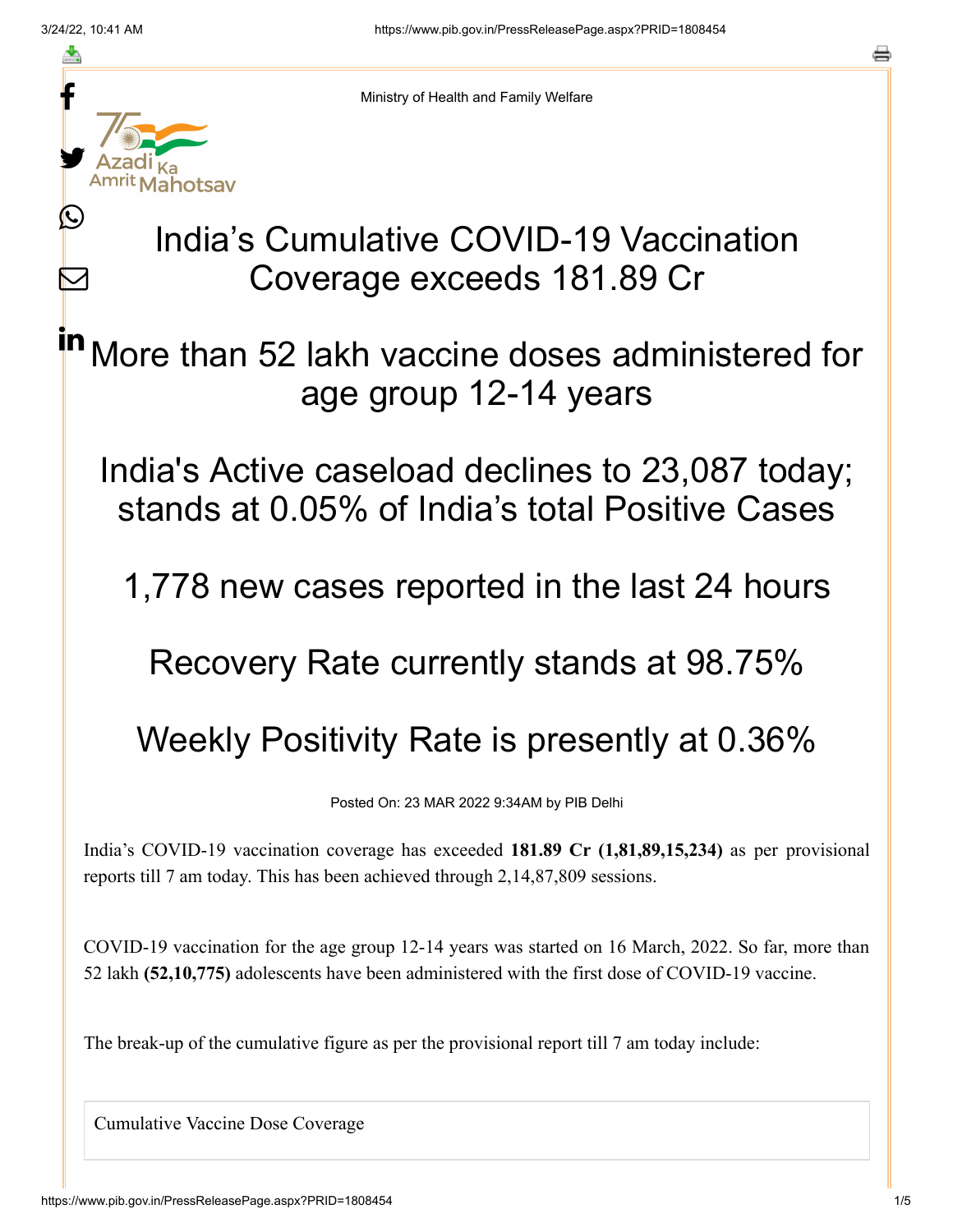Ministry of Health and Family Welfare

# India's Cumulative COVID-19 Vaccination Coverage exceeds 181.89 Cr

## More than 52 lakh vaccine doses administered for age group 12-14 years

## India's Active caseload declines to 23,087 today; stands at 0.05% of India's total Positive Cases

## 1,778 new cases reported in the last 24 hours

## Recovery Rate currently stands at 98.75%

## Weekly Positivity Rate is presently at 0.36%

Posted On: 23 MAR 2022 9:34AM by PIB Delhi

India's COVID-19 vaccination coverage has exceeded **181.89 Cr (1,81,89,15,234)** as per provisional reports till 7 am today. This has been achieved through 2,14,87,809 sessions.

COVID-19 vaccination for the age group 12-14 years was started on 16 March, 2022. So far, more than 52 lakh **(52,10,775)** adolescents have been administered with the first dose of COVID-19 vaccine.

The break-up of the cumulative figure as per the provisional report till 7 am today include:

| Cumulative Vaccine Dose Coverage |
|---|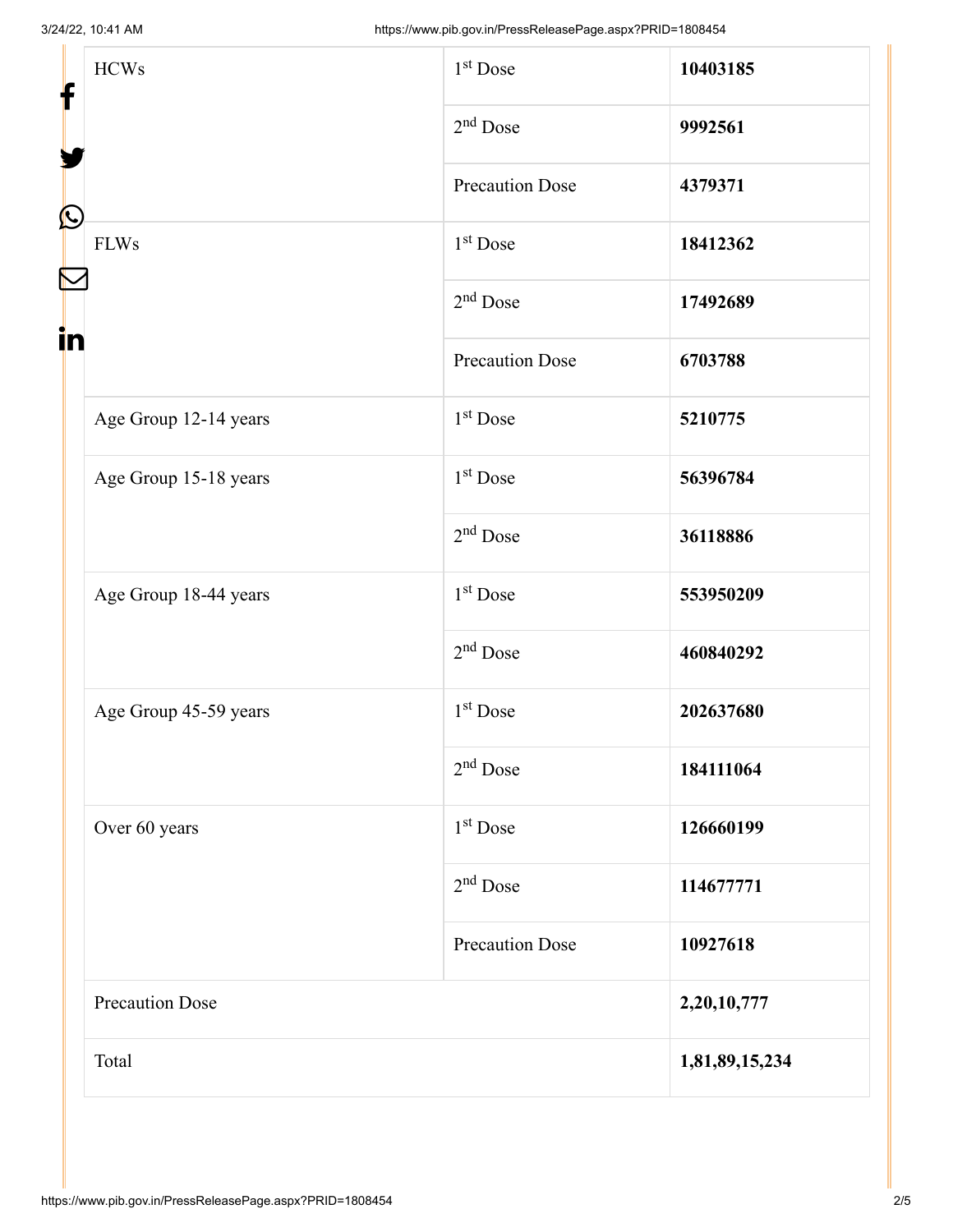| | | |
|---|---|---|
| HCWs | 1st Dose | **10403185** |
| | 2nd Dose | **9992561** |
| | Precaution Dose | **4379371** |
| FLWs | 1st Dose | **18412362** |
| | 2nd Dose | **17492689** |
| | Precaution Dose | **6703788** |
| Age Group 12-14 years | 1st Dose | **5210775** |
| Age Group 15-18 years | 1st Dose | **56396784** |
| | 2nd Dose | **36118886** |
| Age Group 18-44 years | 1st Dose | **553950209** |
| | 2nd Dose | **460840292** |
| Age Group 45-59 years | 1st Dose | **202637680** |
| | 2nd Dose | **184111064** |
| Over 60 years | 1st Dose | **126660199** |
| | 2nd Dose | **114677771** |
| | Precaution Dose | **10927618** |
| Precaution Dose | | **2,20,10,777** |
| Total | | **1,81,89,15,234** |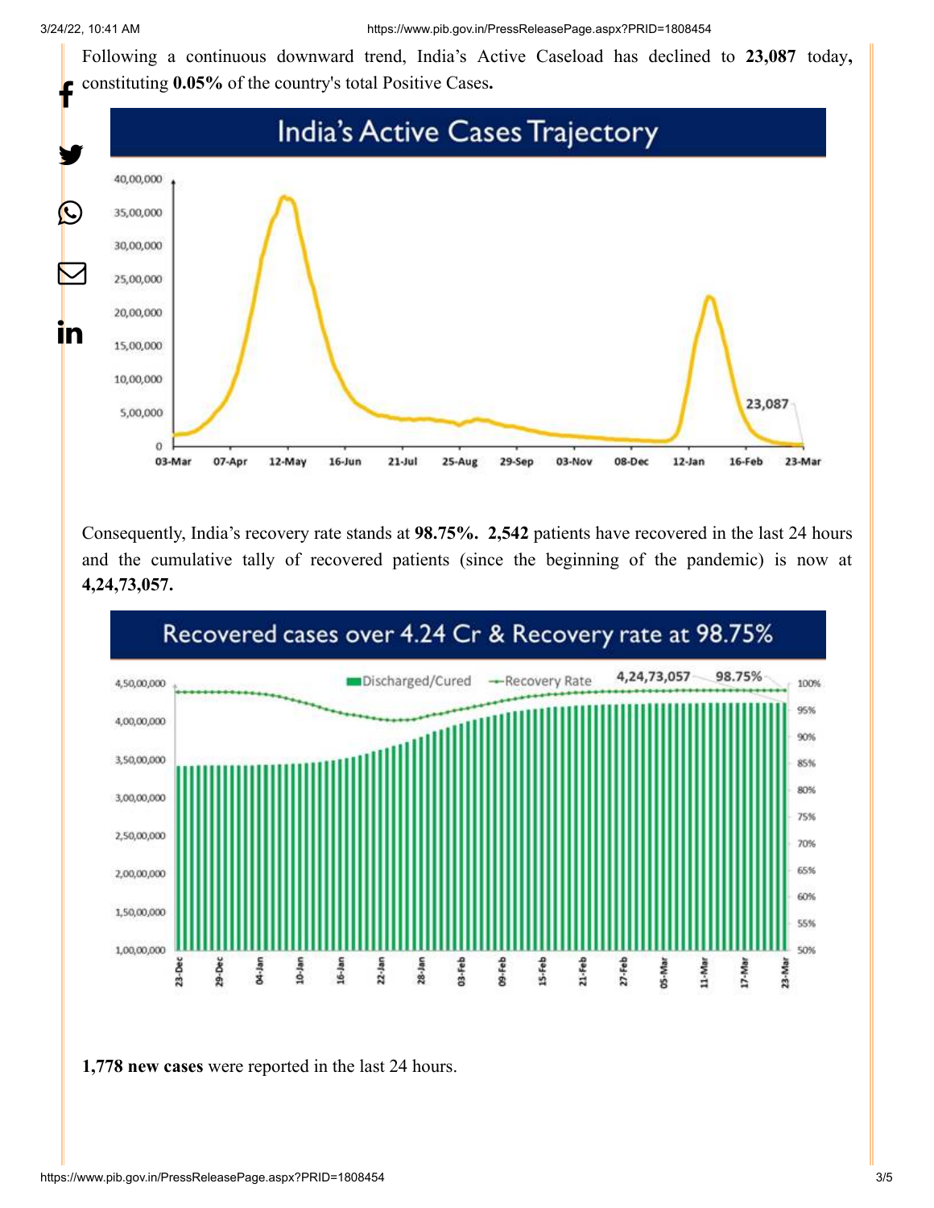Following a continuous downward trend, India's Active Caseload has declined to **23,087** today**,** constituting **0.05%** of the country's total Positive Cases**.**

Consequently, India's recovery rate stands at **98.75%. 2,542** patients have recovered in the last 24 hours and the cumulative tally of recovered patients (since the beginning of the pandemic) is now at **4,24,73,057.**

**1,778 new cases** were reported in the last 24 hours.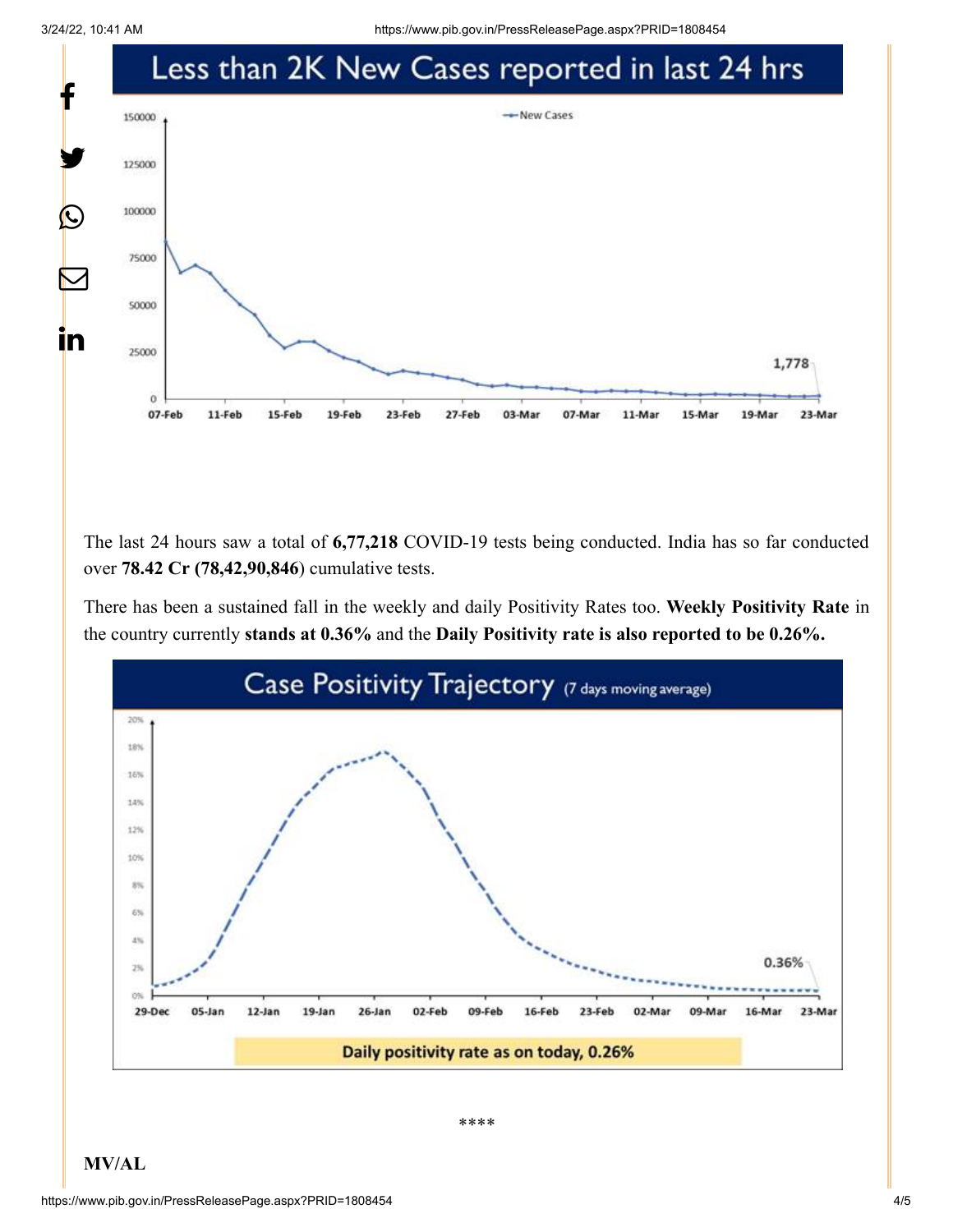## Less than 2K New Cases reported in last 24 hrs

The last 24 hours saw a total of **6,77,218** COVID-19 tests being conducted. India has so far conducted over **78.42 Cr (78,42,90,846**) cumulative tests.

There has been a sustained fall in the weekly and daily Positivity Rates too. **Weekly Positivity Rate** in the country currently **stands at 0.36%** and the **Daily Positivity rate is also reported to be 0.26%.**

## Case Positivity Trajectory (7 days moving average)

Daily positivity rate as on today, 0.26%

\*\*\*\*

**MV/AL**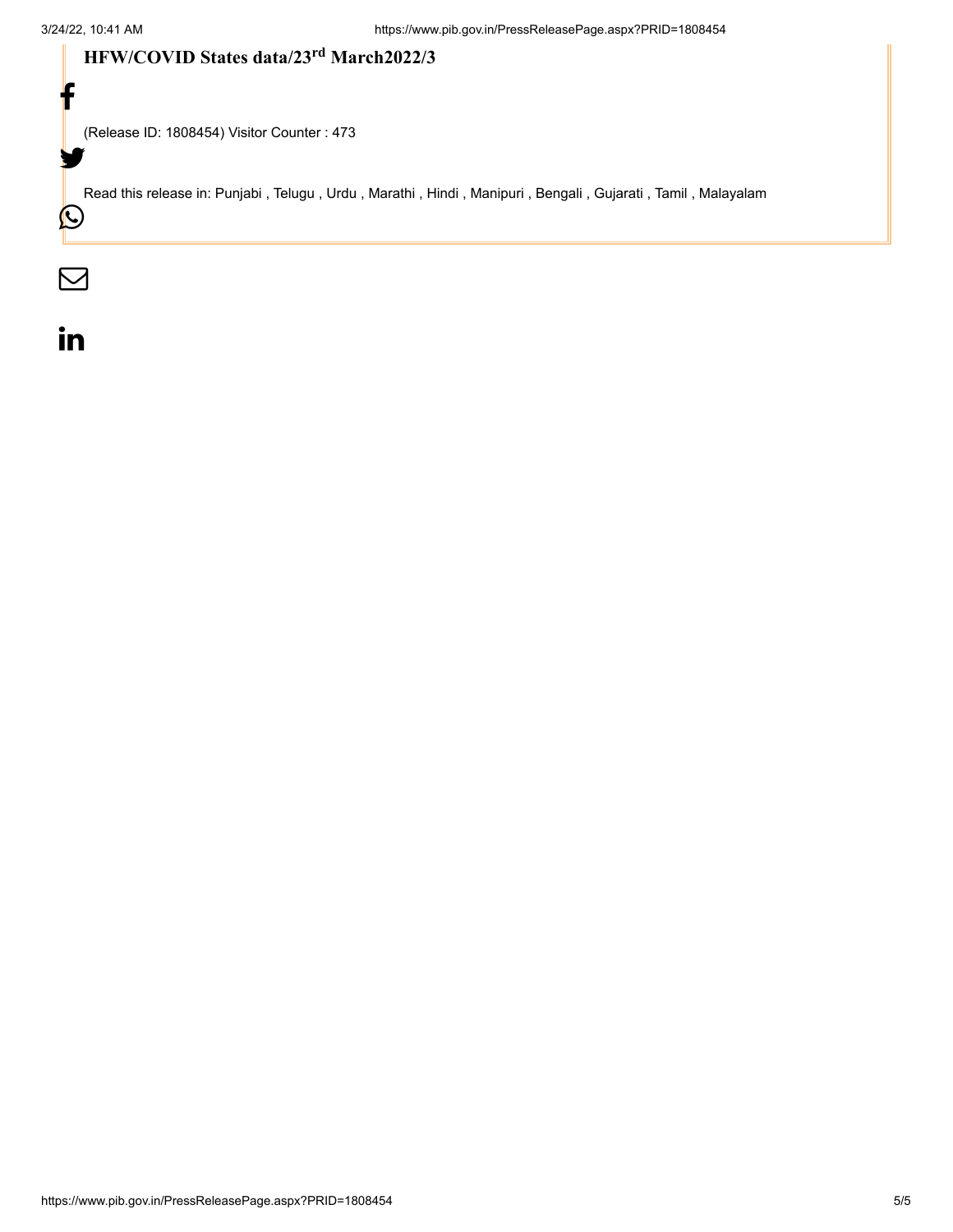**HFW/COVID States data/23rd March2022/3**

(Release ID: 1808454) Visitor Counter : 473

Read this release in: Punjabi , Telugu , Urdu , Marathi , Hindi , Manipuri , Bengali , Gujarati , Tamil , Malayalam